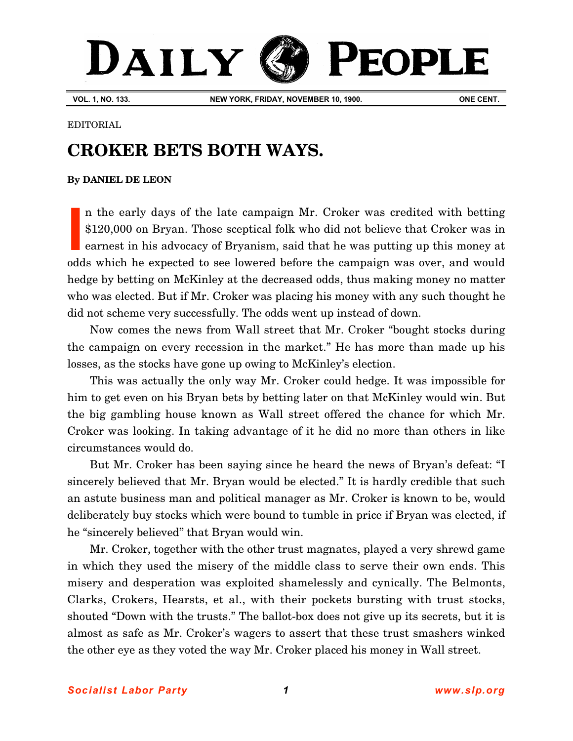# DAILY PEOPLE

VOL. 1, NO. 133. NEW YORK, FRIDAY, NOVEMBER 10, 1900. ONE CENT.

EDITORIAL

## CROKER BETS BOTH WAYS.

**By DANIEL DE LEON**

In the early days of the late campaign Mr. Croker was credited with betting $120,000 on Bryan. Those sceptical folk who did not believe that Croker was in earnest in his advocacy of Bryanism, said that he was putting up this money at odds which he expected to see lowered before the campaign was over, and would hedge by betting on McKinley at the decreased odds, thus making money no matter who was elected. But if Mr. Croker was placing his money with any such thought he did not scheme very successfully. The odds went up instead of down.

Now comes the news from Wall street that Mr. Croker "bought stocks during the campaign on every recession in the market." He has more than made up his losses, as the stocks have gone up owing to McKinley's election.

This was actually the only way Mr. Croker could hedge. It was impossible for him to get even on his Bryan bets by betting later on that McKinley would win. But the big gambling house known as Wall street offered the chance for which Mr. Croker was looking. In taking advantage of it he did no more than others in like circumstances would do.

But Mr. Croker has been saying since he heard the news of Bryan's defeat: "I sincerely believed that Mr. Bryan would be elected." It is hardly credible that such an astute business man and political manager as Mr. Croker is known to be, would deliberately buy stocks which were bound to tumble in price if Bryan was elected, if he "sincerely believed" that Bryan would win.

Mr. Croker, together with the other trust magnates, played a very shrewd game in which they used the misery of the middle class to serve their own ends. This misery and desperation was exploited shamelessly and cynically. The Belmonts, Clarks, Crokers, Hearsts, et al., with their pockets bursting with trust stocks, shouted "Down with the trusts." The ballot-box does not give up its secrets, but it is almost as safe as Mr. Croker's wagers to assert that these trust smashers winked the other eye as they voted the way Mr. Croker placed his money in Wall street.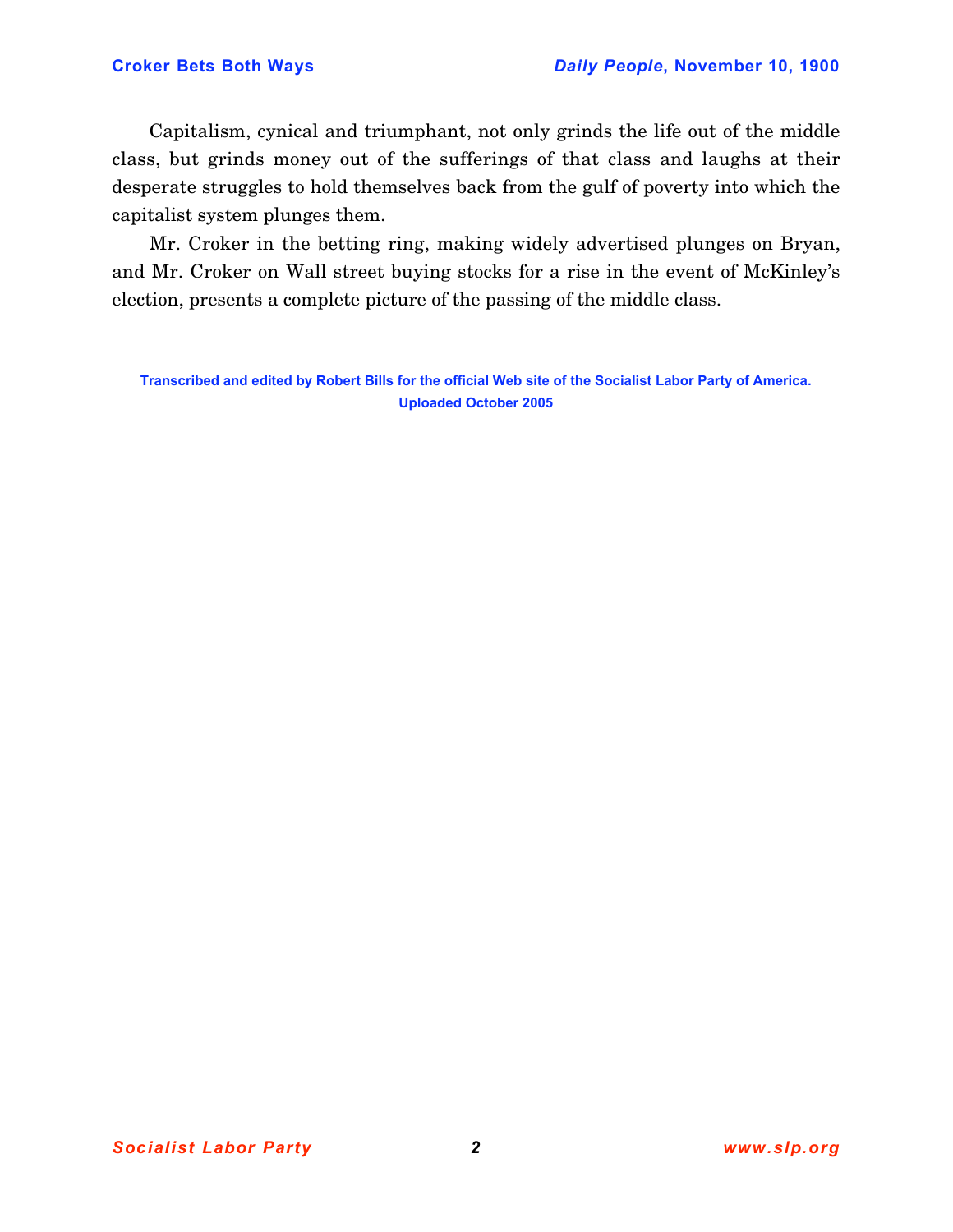Capitalism, cynical and triumphant, not only grinds the life out of the middle class, but grinds money out of the sufferings of that class and laughs at their desperate struggles to hold themselves back from the gulf of poverty into which the capitalist system plunges them.

Mr. Croker in the betting ring, making widely advertised plunges on Bryan, and Mr. Croker on Wall street buying stocks for a rise in the event of McKinley's election, presents a complete picture of the passing of the middle class.

**Transcribed and edited by Robert Bills for the official Web site of the Socialist Labor Party of America. Uploaded October 2005**